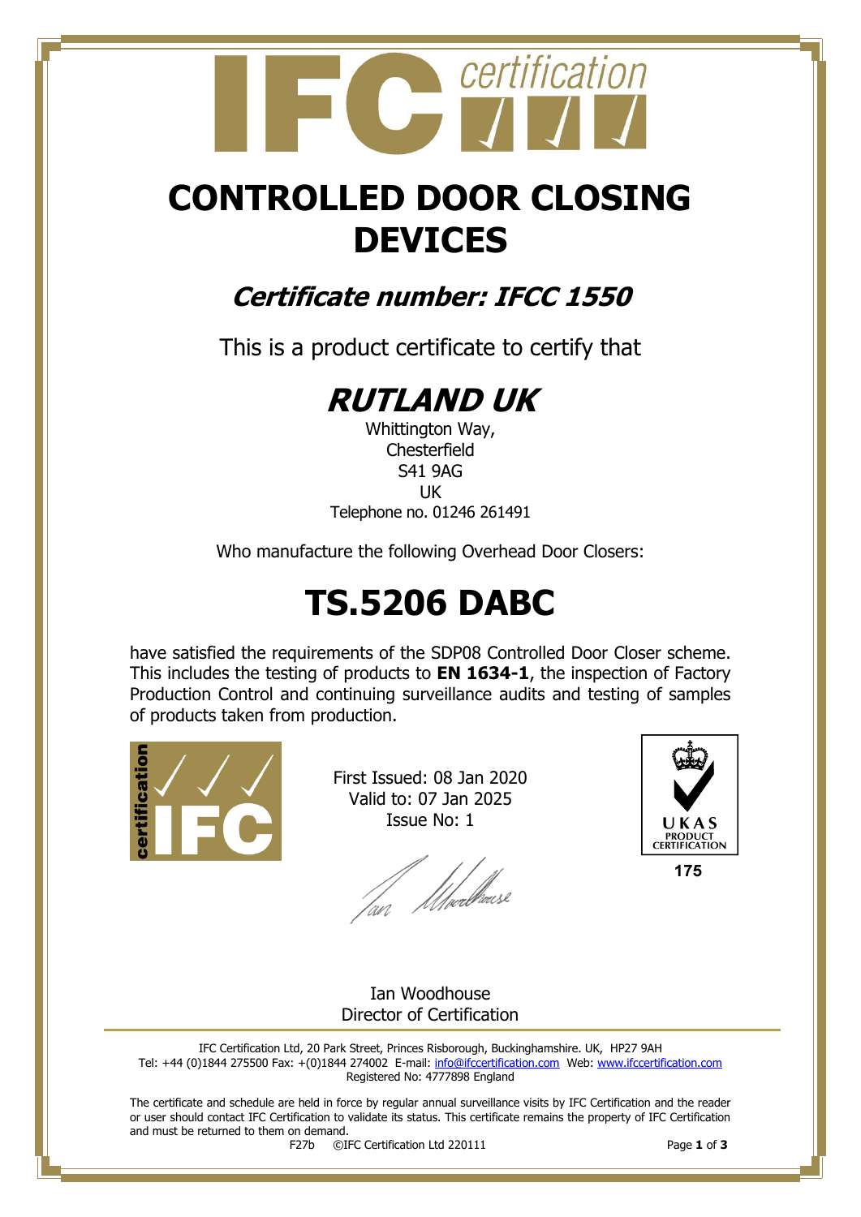# CONTROLLED DOOR CLOSING DEVICES

## *Certificate number: IFCC 1550*

This is a product certificate to certify that

# *RUTLAND UK*

Whittington Way,
Chesterfield
S41 9AG
UK
Telephone no. 01246 261491

Who manufacture the following Overhead Door Closers:

# TS.5206 DABC

have satisfied the requirements of the SDP08 Controlled Door Closer scheme. This includes the testing of products to **EN 1634-1**, the inspection of Factory Production Control and continuing surveillance audits and testing of samples of products taken from production.

First Issued: 08 Jan 2020
Valid to: 07 Jan 2025
Issue No: 1

UKAS PRODUCT CERTIFICATION
175

Ian Woodhouse
Director of Certification

IFC Certification Ltd, 20 Park Street, Princes Risborough, Buckinghamshire. UK, HP27 9AH
Tel: +44 (0)1844 275500 Fax: +(0)1844 274002 E-mail: info@ifccertification.com Web: www.ifccertification.com
Registered No: 4777898 England

The certificate and schedule are held in force by regular annual surveillance visits by IFC Certification and the reader or user should contact IFC Certification to validate its status. This certificate remains the property of IFC Certification and must be returned to them on demand.

F27b ©IFC Certification Ltd 220111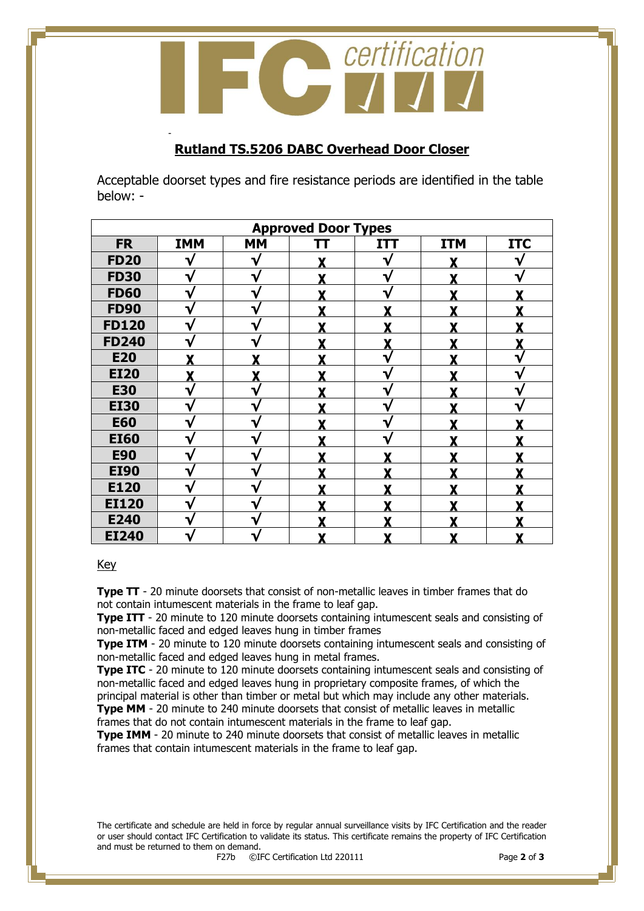## Rutland TS.5206 DABC Overhead Door Closer

Acceptable doorset types and fire resistance periods are identified in the table below: -

| Approved Door Types | | | | | | |
|---|---|---|---|---|---|---|
| **FR** | **IMM** | **MM** | **TT** | **ITT** | **ITM** | **ITC** |
| **FD20** | √ | √ | X | √ | X | √ |
| **FD30** | √ | √ | X | √ | X | √ |
| **FD60** | √ | √ | X | √ | X | X |
| **FD90** | √ | √ | X | X | X | X |
| **FD120** | √ | √ | X | X | X | X |
| **FD240** | √ | √ | X | X | X | X |
| **E20** | X | X | X | √ | X | √ |
| **EI20** | X | X | X | √ | X | √ |
| **E30** | √ | √ | X | √ | X | √ |
| **EI30** | √ | √ | X | √ | X | √ |
| **E60** | √ | √ | X | √ | X | X |
| **EI60** | √ | √ | X | √ | X | X |
| **E90** | √ | √ | X | X | X | X |
| **EI90** | √ | √ | X | X | X | X |
| **E120** | √ | √ | X | X | X | X |
| **EI120** | √ | √ | X | X | X | X |
| **E240** | √ | √ | X | X | X | X |
| **EI240** | √ | √ | X | X | X | X |

Key

**Type TT** - 20 minute doorsets that consist of non-metallic leaves in timber frames that do not contain intumescent materials in the frame to leaf gap.
**Type ITT** - 20 minute to 120 minute doorsets containing intumescent seals and consisting of non-metallic faced and edged leaves hung in timber frames
**Type ITM** - 20 minute to 120 minute doorsets containing intumescent seals and consisting of non-metallic faced and edged leaves hung in metal frames.
**Type ITC** - 20 minute to 120 minute doorsets containing intumescent seals and consisting of non-metallic faced and edged leaves hung in proprietary composite frames, of which the principal material is other than timber or metal but which may include any other materials.
**Type MM** - 20 minute to 240 minute doorsets that consist of metallic leaves in metallic frames that do not contain intumescent materials in the frame to leaf gap.
**Type IMM** - 20 minute to 240 minute doorsets that consist of metallic leaves in metallic frames that contain intumescent materials in the frame to leaf gap.

The certificate and schedule are held in force by regular annual surveillance visits by IFC Certification and the reader or user should contact IFC Certification to validate its status. This certificate remains the property of IFC Certification and must be returned to them on demand.
F27b ©IFC Certification Ltd 220111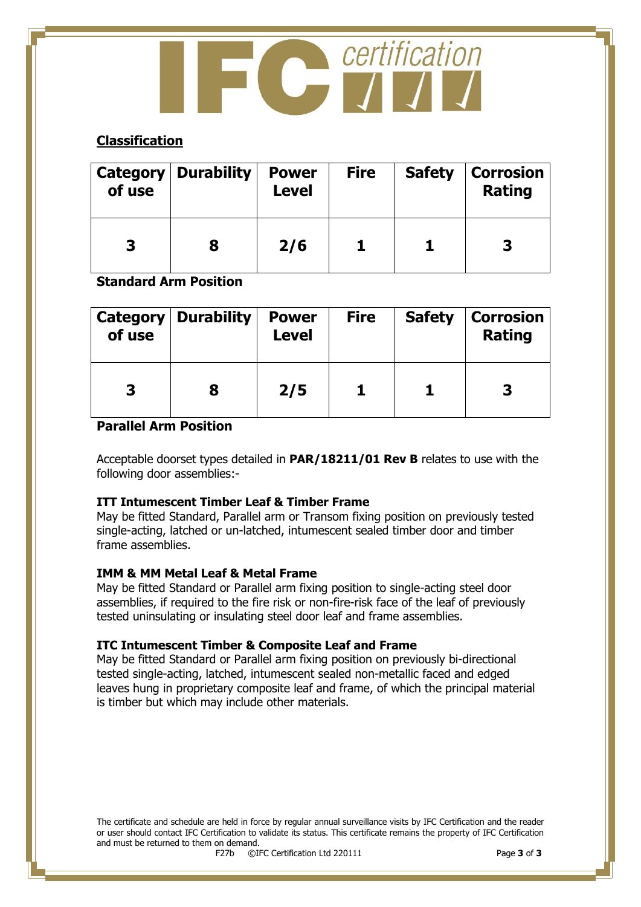## Classification

| Category of use | Durability | Power Level | Fire | Safety | Corrosion Rating |
|---|---|---|---|---|---|
| 3 | 8 | 2/6 | 1 | 1 | 3 |

**Standard Arm Position**

| Category of use | Durability | Power Level | Fire | Safety | Corrosion Rating |
|---|---|---|---|---|---|
| 3 | 8 | 2/5 | 1 | 1 | 3 |

**Parallel Arm Position**

Acceptable doorset types detailed in **PAR/18211/01 Rev B** relates to use with the following door assemblies:-

**ITT Intumescent Timber Leaf & Timber Frame**
May be fitted Standard, Parallel arm or Transom fixing position on previously tested single-acting, latched or un-latched, intumescent sealed timber door and timber frame assemblies.

**IMM & MM Metal Leaf & Metal Frame**
May be fitted Standard or Parallel arm fixing position to single-acting steel door assemblies, if required to the fire risk or non-fire-risk face of the leaf of previously tested uninsulating or insulating steel door leaf and frame assemblies.

**ITC Intumescent Timber & Composite Leaf and Frame**
May be fitted Standard or Parallel arm fixing position on previously bi-directional tested single-acting, latched, intumescent sealed non-metallic faced and edged leaves hung in proprietary composite leaf and frame, of which the principal material is timber but which may include other materials.

The certificate and schedule are held in force by regular annual surveillance visits by IFC Certification and the reader or user should contact IFC Certification to validate its status. This certificate remains the property of IFC Certification and must be returned to them on demand.

F27b ©IFC Certification Ltd 220111